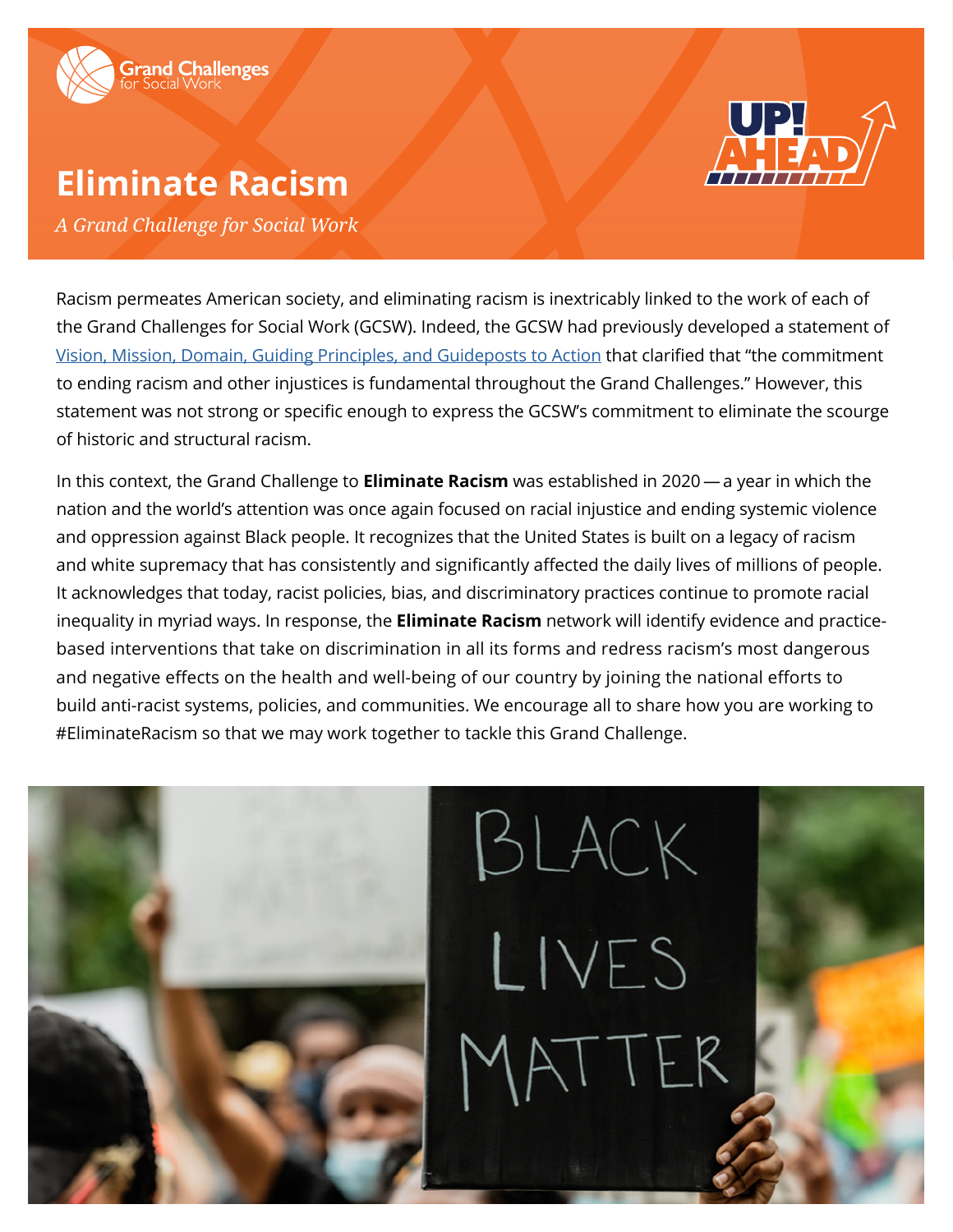Grand Challenges for Social Work

# Eliminate Racism

*A Grand Challenge for Social Work*

Racism permeates American society, and eliminating racism is inextricably linked to the work of each of the Grand Challenges for Social Work (GCSW). Indeed, the GCSW had previously developed a statement of Vision, Mission, Domain, Guiding Principles, and Guideposts to Action that clarified that "the commitment to ending racism and other injustices is fundamental throughout the Grand Challenges." However, this statement was not strong or specific enough to express the GCSW's commitment to eliminate the scourge of historic and structural racism.

In this context, the Grand Challenge to **Eliminate Racism** was established in 2020 — a year in which the nation and the world's attention was once again focused on racial injustice and ending systemic violence and oppression against Black people. It recognizes that the United States is built on a legacy of racism and white supremacy that has consistently and significantly affected the daily lives of millions of people. It acknowledges that today, racist policies, bias, and discriminatory practices continue to promote racial inequality in myriad ways. In response, the **Eliminate Racism** network will identify evidence and practice-based interventions that take on discrimination in all its forms and redress racism's most dangerous and negative effects on the health and well-being of our country by joining the national efforts to build anti-racist systems, policies, and communities. We encourage all to share how you are working to #EliminateRacism so that we may work together to tackle this Grand Challenge.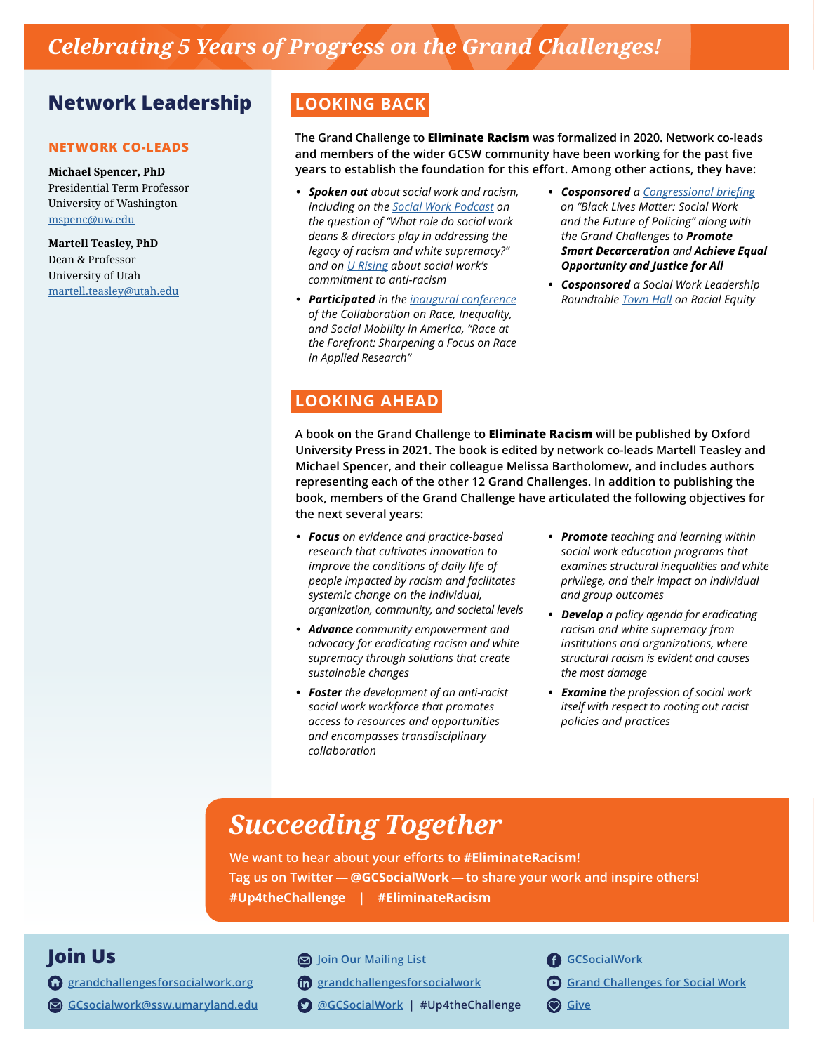# Celebrating 5 Years of Progress on the Grand Challenges!

## Network Leadership

### NETWORK CO-LEADS

**Michael Spencer, PhD**
Presidential Term Professor
University of Washington
mspenc@uw.edu

**Martell Teasley, PhD**
Dean & Professor
University of Utah
martell.teasley@utah.edu

## LOOKING BACK

The Grand Challenge to **Eliminate Racism** was formalized in 2020. Network co-leads and members of the wider GCSW community have been working for the past five years to establish the foundation for this effort. Among other actions, they have:

- ***Spoken out*** *about social work and racism, including on the Social Work Podcast on the question of "What role do social work deans & directors play in addressing the legacy of racism and white supremacy?" and on U Rising about social work's commitment to anti-racism*
- ***Participated*** *in the inaugural conference of the Collaboration on Race, Inequality, and Social Mobility in America, "Race at the Forefront: Sharpening a Focus on Race in Applied Research"*
- ***Cosponsored*** *a Congressional briefing on "Black Lives Matter: Social Work and the Future of Policing" along with the Grand Challenges to* ***Promote Smart Decarceration*** *and* ***Achieve Equal Opportunity and Justice for All***
- ***Cosponsored*** *a Social Work Leadership Roundtable Town Hall on Racial Equity*

## LOOKING AHEAD

A book on the Grand Challenge to **Eliminate Racism** will be published by Oxford University Press in 2021. The book is edited by network co-leads Martell Teasley and Michael Spencer, and their colleague Melissa Bartholomew, and includes authors representing each of the other 12 Grand Challenges. In addition to publishing the book, members of the Grand Challenge have articulated the following objectives for the next several years:

- ***Focus*** *on evidence and practice-based research that cultivates innovation to improve the conditions of daily life of people impacted by racism and facilitates systemic change on the individual, organization, community, and societal levels*
- ***Advance*** *community empowerment and advocacy for eradicating racism and white supremacy through solutions that create sustainable changes*
- ***Foster*** *the development of an anti-racist social work workforce that promotes access to resources and opportunities and encompasses transdisciplinary collaboration*
- ***Promote*** *teaching and learning within social work education programs that examines structural inequalities and white privilege, and their impact on individual and group outcomes*
- ***Develop*** *a policy agenda for eradicating racism and white supremacy from institutions and organizations, where structural racism is evident and causes the most damage*
- ***Examine*** *the profession of social work itself with respect to rooting out racist policies and practices*

## Succeeding Together

We want to hear about your efforts to **#EliminateRacism**!
Tag us on Twitter — **@GCSocialWork** — to share your work and inspire others!
**#Up4theChallenge** | **#EliminateRacism**

## Join Us

grandchallengesforsocialwork.org
GCsocialwork@ssw.umaryland.edu
Join Our Mailing List
grandchallengesforsocialwork
@GCSocialWork | #Up4theChallenge
GCSocialWork
Grand Challenges for Social Work
Give